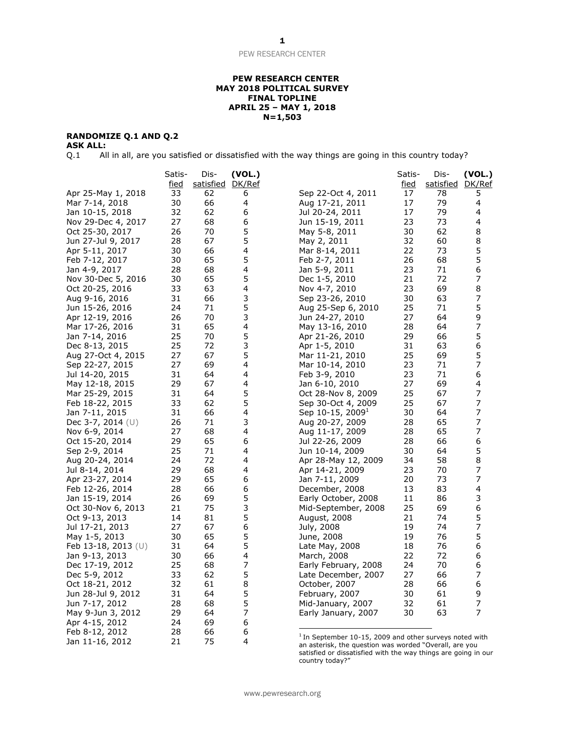**PEW RESEARCH CENTER**
**MAY 2018 POLITICAL SURVEY**
**FINAL TOPLINE**
**APRIL 25 – MAY 1, 2018**
**N=1,503**

**RANDOMIZE Q.1 AND Q.2**
**ASK ALL:**
Q.1 All in all, are you satisfied or dissatisfied with the way things are going in this country today?

| | Satis-fied | Dis-satisfied | (VOL.) DK/Ref |
|---|---|---|---|
| Apr 25-May 1, 2018 | 33 | 62 | 6 |
| Mar 7-14, 2018 | 30 | 66 | 4 |
| Jan 10-15, 2018 | 32 | 62 | 6 |
| Nov 29-Dec 4, 2017 | 27 | 68 | 6 |
| Oct 25-30, 2017 | 26 | 70 | 5 |
| Jun 27-Jul 9, 2017 | 28 | 67 | 5 |
| Apr 5-11, 2017 | 30 | 66 | 4 |
| Feb 7-12, 2017 | 30 | 65 | 5 |
| Jan 4-9, 2017 | 28 | 68 | 4 |
| Nov 30-Dec 5, 2016 | 30 | 65 | 5 |
| Oct 20-25, 2016 | 33 | 63 | 4 |
| Aug 9-16, 2016 | 31 | 66 | 3 |
| Jun 15-26, 2016 | 24 | 71 | 5 |
| Apr 12-19, 2016 | 26 | 70 | 3 |
| Mar 17-26, 2016 | 31 | 65 | 4 |
| Jan 7-14, 2016 | 25 | 70 | 5 |
| Dec 8-13, 2015 | 25 | 72 | 3 |
| Aug 27-Oct 4, 2015 | 27 | 67 | 5 |
| Sep 22-27, 2015 | 27 | 69 | 4 |
| Jul 14-20, 2015 | 31 | 64 | 4 |
| May 12-18, 2015 | 29 | 67 | 4 |
| Mar 25-29, 2015 | 31 | 64 | 5 |
| Feb 18-22, 2015 | 33 | 62 | 5 |
| Jan 7-11, 2015 | 31 | 66 | 4 |
| Dec 3-7, 2014 (U) | 26 | 71 | 3 |
| Nov 6-9, 2014 | 27 | 68 | 4 |
| Oct 15-20, 2014 | 29 | 65 | 6 |
| Sep 2-9, 2014 | 25 | 71 | 4 |
| Aug 20-24, 2014 | 24 | 72 | 4 |
| Jul 8-14, 2014 | 29 | 68 | 4 |
| Apr 23-27, 2014 | 29 | 65 | 6 |
| Feb 12-26, 2014 | 28 | 66 | 6 |
| Jan 15-19, 2014 | 26 | 69 | 5 |
| Oct 30-Nov 6, 2013 | 21 | 75 | 3 |
| Oct 9-13, 2013 | 14 | 81 | 5 |
| Jul 17-21, 2013 | 27 | 67 | 6 |
| May 1-5, 2013 | 30 | 65 | 5 |
| Feb 13-18, 2013 (U) | 31 | 64 | 5 |
| Jan 9-13, 2013 | 30 | 66 | 4 |
| Dec 17-19, 2012 | 25 | 68 | 7 |
| Dec 5-9, 2012 | 33 | 62 | 5 |
| Oct 18-21, 2012 | 32 | 61 | 8 |
| Jun 28-Jul 9, 2012 | 31 | 64 | 5 |
| Jun 7-17, 2012 | 28 | 68 | 5 |
| May 9-Jun 3, 2012 | 29 | 64 | 7 |
| Apr 4-15, 2012 | 24 | 69 | 6 |
| Feb 8-12, 2012 | 28 | 66 | 6 |
| Jan 11-16, 2012 | 21 | 75 | 4 |
| Sep 22-Oct 4, 2011 | 17 | 78 | 5 |
| Aug 17-21, 2011 | 17 | 79 | 4 |
| Jul 20-24, 2011 | 17 | 79 | 4 |
| Jun 15-19, 2011 | 23 | 73 | 4 |
| May 5-8, 2011 | 30 | 62 | 8 |
| May 2, 2011 | 32 | 60 | 8 |
| Mar 8-14, 2011 | 22 | 73 | 5 |
| Feb 2-7, 2011 | 26 | 68 | 5 |
| Jan 5-9, 2011 | 23 | 71 | 6 |
| Dec 1-5, 2010 | 21 | 72 | 7 |
| Nov 4-7, 2010 | 23 | 69 | 8 |
| Sep 23-26, 2010 | 30 | 63 | 7 |
| Aug 25-Sep 6, 2010 | 25 | 71 | 5 |
| Jun 24-27, 2010 | 27 | 64 | 9 |
| May 13-16, 2010 | 28 | 64 | 7 |
| Apr 21-26, 2010 | 29 | 66 | 5 |
| Apr 1-5, 2010 | 31 | 63 | 6 |
| Mar 11-21, 2010 | 25 | 69 | 5 |
| Mar 10-14, 2010 | 23 | 71 | 7 |
| Feb 3-9, 2010 | 23 | 71 | 6 |
| Jan 6-10, 2010 | 27 | 69 | 4 |
| Oct 28-Nov 8, 2009 | 25 | 67 | 7 |
| Sep 30-Oct 4, 2009 | 25 | 67 | 7 |
| Sep 10-15, 2009[1] | 30 | 64 | 7 |
| Aug 20-27, 2009 | 28 | 65 | 7 |
| Aug 11-17, 2009 | 28 | 65 | 7 |
| Jul 22-26, 2009 | 28 | 66 | 6 |
| Jun 10-14, 2009 | 30 | 64 | 5 |
| Apr 28-May 12, 2009 | 34 | 58 | 8 |
| Apr 14-21, 2009 | 23 | 70 | 7 |
| Jan 7-11, 2009 | 20 | 73 | 7 |
| December, 2008 | 13 | 83 | 4 |
| Early October, 2008 | 11 | 86 | 3 |
| Mid-September, 2008 | 25 | 69 | 6 |
| August, 2008 | 21 | 74 | 5 |
| July, 2008 | 19 | 74 | 7 |
| June, 2008 | 19 | 76 | 5 |
| Late May, 2008 | 18 | 76 | 6 |
| March, 2008 | 22 | 72 | 6 |
| Early February, 2008 | 24 | 70 | 6 |
| Late December, 2007 | 27 | 66 | 7 |
| October, 2007 | 28 | 66 | 6 |
| February, 2007 | 30 | 61 | 9 |
| Mid-January, 2007 | 32 | 61 | 7 |
| Early January, 2007 | 30 | 63 | 7 |

[1] In September 10-15, 2009 and other surveys noted with an asterisk, the question was worded "Overall, are you satisfied or dissatisfied with the way things are going in our country today?"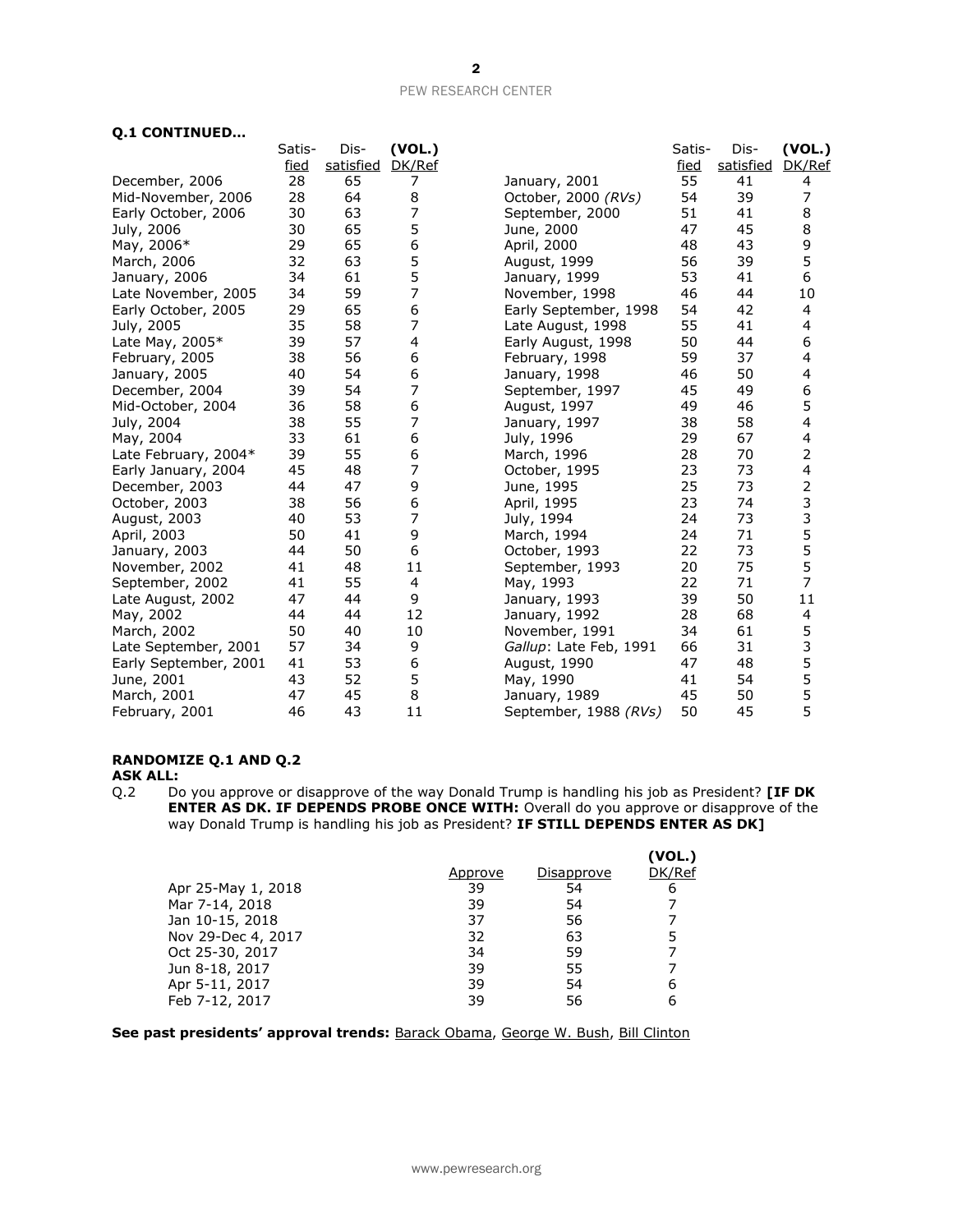**Q.1 CONTINUED…**

| | Satis-fied | Dis-satisfied | (VOL.) DK/Ref |
|---|---|---|---|
| December, 2006 | 28 | 65 | 7 |
| Mid-November, 2006 | 28 | 64 | 8 |
| Early October, 2006 | 30 | 63 | 7 |
| July, 2006 | 30 | 65 | 5 |
| May, 2006* | 29 | 65 | 6 |
| March, 2006 | 32 | 63 | 5 |
| January, 2006 | 34 | 61 | 5 |
| Late November, 2005 | 34 | 59 | 7 |
| Early October, 2005 | 29 | 65 | 6 |
| July, 2005 | 35 | 58 | 7 |
| Late May, 2005* | 39 | 57 | 4 |
| February, 2005 | 38 | 56 | 6 |
| January, 2005 | 40 | 54 | 6 |
| December, 2004 | 39 | 54 | 7 |
| Mid-October, 2004 | 36 | 58 | 6 |
| July, 2004 | 38 | 55 | 7 |
| May, 2004 | 33 | 61 | 6 |
| Late February, 2004* | 39 | 55 | 6 |
| Early January, 2004 | 45 | 48 | 7 |
| December, 2003 | 44 | 47 | 9 |
| October, 2003 | 38 | 56 | 6 |
| August, 2003 | 40 | 53 | 7 |
| April, 2003 | 50 | 41 | 9 |
| January, 2003 | 44 | 50 | 6 |
| November, 2002 | 41 | 48 | 11 |
| September, 2002 | 41 | 55 | 4 |
| Late August, 2002 | 47 | 44 | 9 |
| May, 2002 | 44 | 44 | 12 |
| March, 2002 | 50 | 40 | 10 |
| Late September, 2001 | 57 | 34 | 9 |
| Early September, 2001 | 41 | 53 | 6 |
| June, 2001 | 43 | 52 | 5 |
| March, 2001 | 47 | 45 | 8 |
| February, 2001 | 46 | 43 | 11 |
| January, 2001 | 55 | 41 | 4 |
| October, 2000 *(RVs)* | 54 | 39 | 7 |
| September, 2000 | 51 | 41 | 8 |
| June, 2000 | 47 | 45 | 8 |
| April, 2000 | 48 | 43 | 9 |
| August, 1999 | 56 | 39 | 5 |
| January, 1999 | 53 | 41 | 6 |
| November, 1998 | 46 | 44 | 10 |
| Early September, 1998 | 54 | 42 | 4 |
| Late August, 1998 | 55 | 41 | 4 |
| Early August, 1998 | 50 | 44 | 6 |
| February, 1998 | 59 | 37 | 4 |
| January, 1998 | 46 | 50 | 4 |
| September, 1997 | 45 | 49 | 6 |
| August, 1997 | 49 | 46 | 5 |
| January, 1997 | 38 | 58 | 4 |
| July, 1996 | 29 | 67 | 4 |
| March, 1996 | 28 | 70 | 2 |
| October, 1995 | 23 | 73 | 4 |
| June, 1995 | 25 | 73 | 2 |
| April, 1995 | 23 | 74 | 3 |
| July, 1994 | 24 | 73 | 3 |
| March, 1994 | 24 | 71 | 5 |
| October, 1993 | 22 | 73 | 5 |
| September, 1993 | 20 | 75 | 5 |
| May, 1993 | 22 | 71 | 7 |
| January, 1993 | 39 | 50 | 11 |
| January, 1992 | 28 | 68 | 4 |
| November, 1991 | 34 | 61 | 5 |
| *Gallup*: Late Feb, 1991 | 66 | 31 | 3 |
| August, 1990 | 47 | 48 | 5 |
| May, 1990 | 41 | 54 | 5 |
| January, 1989 | 45 | 50 | 5 |
| September, 1988 *(RVs)* | 50 | 45 | 5 |

**RANDOMIZE Q.1 AND Q.2**
**ASK ALL:**

Q.2 Do you approve or disapprove of the way Donald Trump is handling his job as President? **[IF DK ENTER AS DK. IF DEPENDS PROBE ONCE WITH:** Overall do you approve or disapprove of the way Donald Trump is handling his job as President? **IF STILL DEPENDS ENTER AS DK]**

| | Approve | Disapprove | (VOL.) DK/Ref |
|---|---|---|---|
| Apr 25-May 1, 2018 | 39 | 54 | 6 |
| Mar 7-14, 2018 | 39 | 54 | 7 |
| Jan 10-15, 2018 | 37 | 56 | 7 |
| Nov 29-Dec 4, 2017 | 32 | 63 | 5 |
| Oct 25-30, 2017 | 34 | 59 | 7 |
| Jun 8-18, 2017 | 39 | 55 | 7 |
| Apr 5-11, 2017 | 39 | 54 | 6 |
| Feb 7-12, 2017 | 39 | 56 | 6 |

**See past presidents' approval trends:** Barack Obama, George W. Bush, Bill Clinton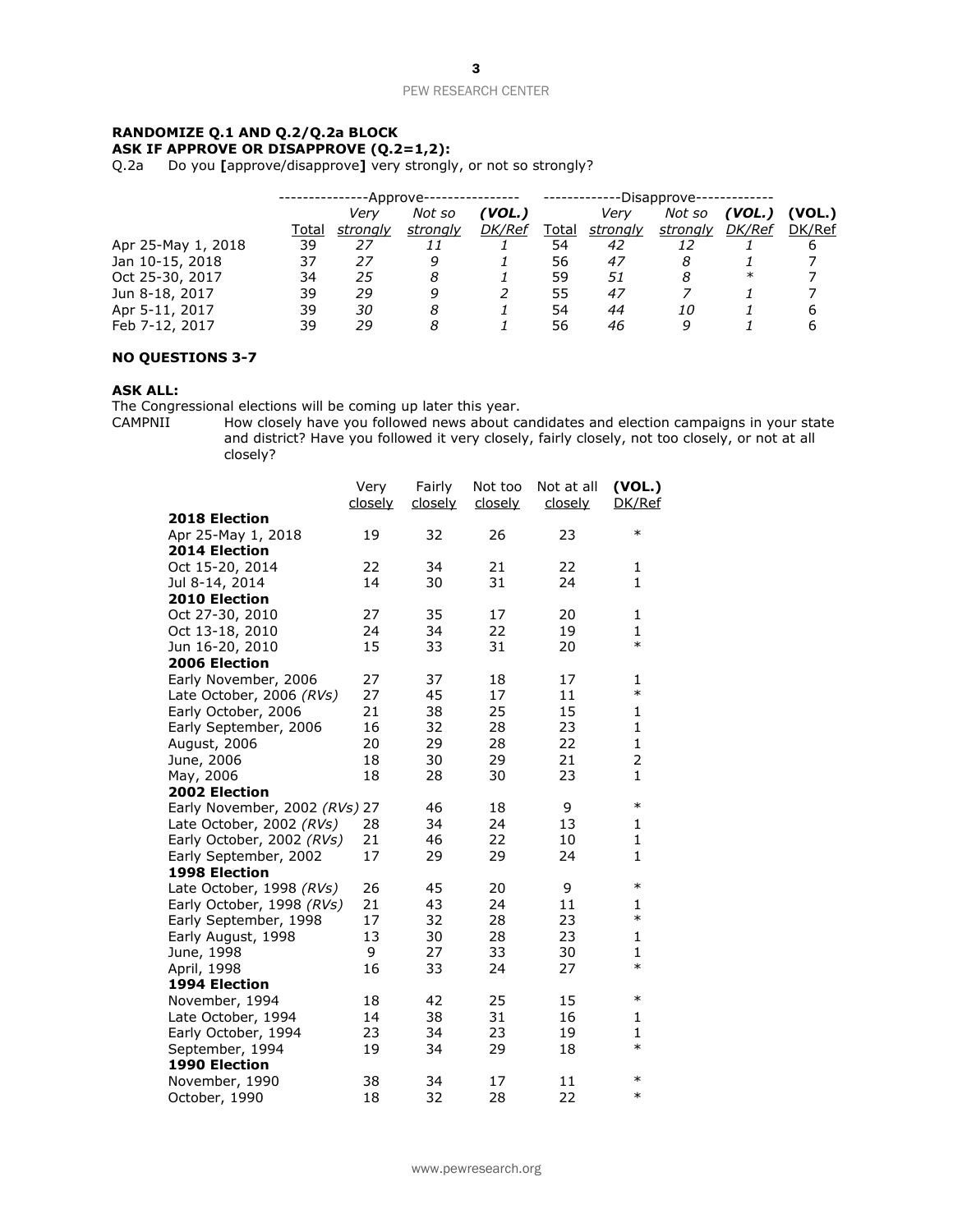**RANDOMIZE Q.1 AND Q.2/Q.2a BLOCK**
**ASK IF APPROVE OR DISAPPROVE (Q.2=1,2):**

Q.2a Do you **[**approve/disapprove**]** very strongly, or not so strongly?

| | ---Approve--- | | | | ---Disapprove--- | | | | |
|---|---|---|---|---|---|---|---|---|---|
| | Total | *Very strongly* | *Not so strongly* | *(VOL.) DK/Ref* | Total | *Very strongly* | *Not so strongly* | *(VOL.) DK/Ref* | (VOL.) DK/Ref |
| Apr 25-May 1, 2018 | 39 | *27* | *11* | *1* | 54 | *42* | *12* | *1* | 6 |
| Jan 10-15, 2018 | 37 | *27* | *9* | *1* | 56 | *47* | *8* | *1* | 7 |
| Oct 25-30, 2017 | 34 | *25* | *8* | *1* | 59 | *51* | *8* | *\** | 7 |
| Jun 8-18, 2017 | 39 | *29* | *9* | *2* | 55 | *47* | *7* | *1* | 7 |
| Apr 5-11, 2017 | 39 | *30* | *8* | *1* | 54 | *44* | *10* | *1* | 6 |
| Feb 7-12, 2017 | 39 | *29* | *8* | *1* | 56 | *46* | *9* | *1* | 6 |

**NO QUESTIONS 3-7**

**ASK ALL:**

The Congressional elections will be coming up later this year.

CAMPNII How closely have you followed news about candidates and election campaigns in your state and district? Have you followed it very closely, fairly closely, not too closely, or not at all closely?

| | Very closely | Fairly closely | Not too closely | Not at all closely | (VOL.) DK/Ref |
|---|---|---|---|---|---|
| **2018 Election** | | | | | |
| Apr 25-May 1, 2018 | 19 | 32 | 26 | 23 | * |
| **2014 Election** | | | | | |
| Oct 15-20, 2014 | 22 | 34 | 21 | 22 | 1 |
| Jul 8-14, 2014 | 14 | 30 | 31 | 24 | 1 |
| **2010 Election** | | | | | |
| Oct 27-30, 2010 | 27 | 35 | 17 | 20 | 1 |
| Oct 13-18, 2010 | 24 | 34 | 22 | 19 | 1 |
| Jun 16-20, 2010 | 15 | 33 | 31 | 20 | * |
| **2006 Election** | | | | | |
| Early November, 2006 | 27 | 37 | 18 | 17 | 1 |
| Late October, 2006 *(RVs)* | 27 | 45 | 17 | 11 | * |
| Early October, 2006 | 21 | 38 | 25 | 15 | 1 |
| Early September, 2006 | 16 | 32 | 28 | 23 | 1 |
| August, 2006 | 20 | 29 | 28 | 22 | 1 |
| June, 2006 | 18 | 30 | 29 | 21 | 2 |
| May, 2006 | 18 | 28 | 30 | 23 | 1 |
| **2002 Election** | | | | | |
| Early November, 2002 *(RVs)* | 27 | 46 | 18 | 9 | * |
| Late October, 2002 *(RVs)* | 28 | 34 | 24 | 13 | 1 |
| Early October, 2002 *(RVs)* | 21 | 46 | 22 | 10 | 1 |
| Early September, 2002 | 17 | 29 | 29 | 24 | 1 |
| **1998 Election** | | | | | |
| Late October, 1998 *(RVs)* | 26 | 45 | 20 | 9 | * |
| Early October, 1998 *(RVs)* | 21 | 43 | 24 | 11 | 1 |
| Early September, 1998 | 17 | 32 | 28 | 23 | * |
| Early August, 1998 | 13 | 30 | 28 | 23 | 1 |
| June, 1998 | 9 | 27 | 33 | 30 | 1 |
| April, 1998 | 16 | 33 | 24 | 27 | * |
| **1994 Election** | | | | | |
| November, 1994 | 18 | 42 | 25 | 15 | * |
| Late October, 1994 | 14 | 38 | 31 | 16 | 1 |
| Early October, 1994 | 23 | 34 | 23 | 19 | 1 |
| September, 1994 | 19 | 34 | 29 | 18 | * |
| **1990 Election** | | | | | |
| November, 1990 | 38 | 34 | 17 | 11 | * |
| October, 1990 | 18 | 32 | 28 | 22 | * |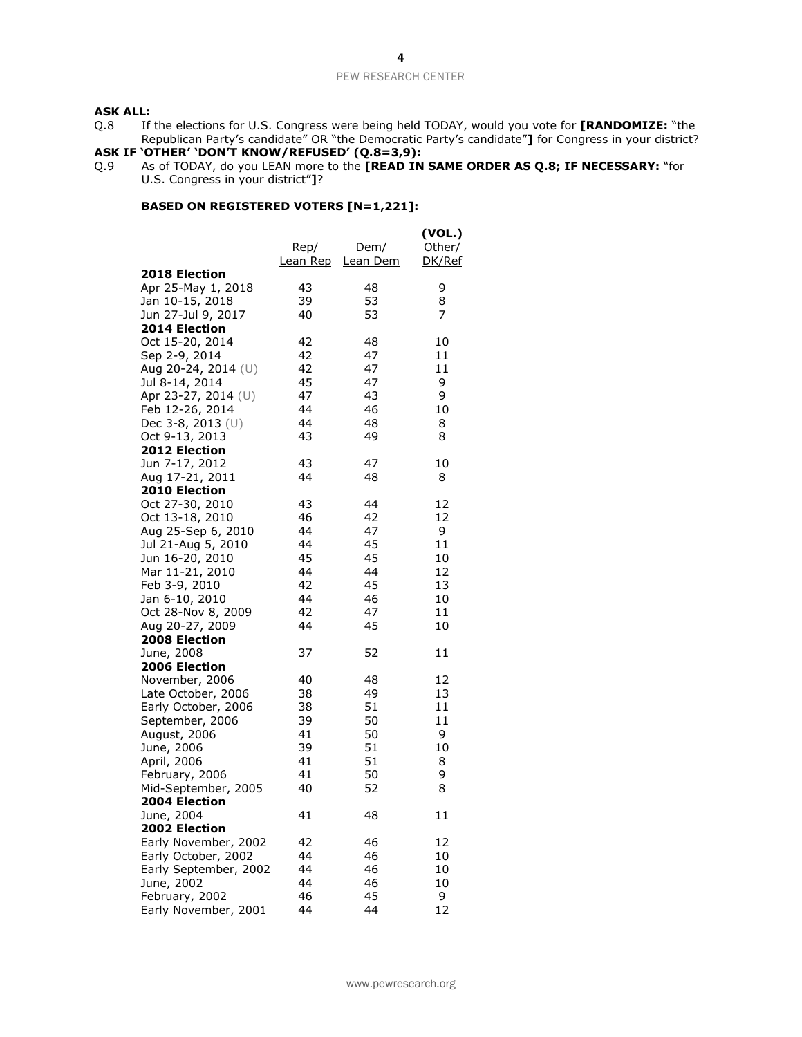**ASK ALL:**

Q.8 If the elections for U.S. Congress were being held TODAY, would you vote for **[RANDOMIZE:** "the Republican Party's candidate" OR "the Democratic Party's candidate"**]** for Congress in your district?

**ASK IF 'OTHER' 'DON'T KNOW/REFUSED' (Q.8=3,9):**

Q.9 As of TODAY, do you LEAN more to the **[READ IN SAME ORDER AS Q.8; IF NECESSARY:** "for U.S. Congress in your district"**]**?

**BASED ON REGISTERED VOTERS [N=1,221]:**

| | Rep/ Lean Rep | Dem/ Lean Dem | (VOL.) Other/ DK/Ref |
|---|---|---|---|
| **2018 Election** | | | |
| Apr 25-May 1, 2018 | 43 | 48 | 9 |
| Jan 10-15, 2018 | 39 | 53 | 8 |
| Jun 27-Jul 9, 2017 | 40 | 53 | 7 |
| **2014 Election** | | | |
| Oct 15-20, 2014 | 42 | 48 | 10 |
| Sep 2-9, 2014 | 42 | 47 | 11 |
| Aug 20-24, 2014 (U) | 42 | 47 | 11 |
| Jul 8-14, 2014 | 45 | 47 | 9 |
| Apr 23-27, 2014 (U) | 47 | 43 | 9 |
| Feb 12-26, 2014 | 44 | 46 | 10 |
| Dec 3-8, 2013 (U) | 44 | 48 | 8 |
| Oct 9-13, 2013 | 43 | 49 | 8 |
| **2012 Election** | | | |
| Jun 7-17, 2012 | 43 | 47 | 10 |
| Aug 17-21, 2011 | 44 | 48 | 8 |
| **2010 Election** | | | |
| Oct 27-30, 2010 | 43 | 44 | 12 |
| Oct 13-18, 2010 | 46 | 42 | 12 |
| Aug 25-Sep 6, 2010 | 44 | 47 | 9 |
| Jul 21-Aug 5, 2010 | 44 | 45 | 11 |
| Jun 16-20, 2010 | 45 | 45 | 10 |
| Mar 11-21, 2010 | 44 | 44 | 12 |
| Feb 3-9, 2010 | 42 | 45 | 13 |
| Jan 6-10, 2010 | 44 | 46 | 10 |
| Oct 28-Nov 8, 2009 | 42 | 47 | 11 |
| Aug 20-27, 2009 | 44 | 45 | 10 |
| **2008 Election** | | | |
| June, 2008 | 37 | 52 | 11 |
| **2006 Election** | | | |
| November, 2006 | 40 | 48 | 12 |
| Late October, 2006 | 38 | 49 | 13 |
| Early October, 2006 | 38 | 51 | 11 |
| September, 2006 | 39 | 50 | 11 |
| August, 2006 | 41 | 50 | 9 |
| June, 2006 | 39 | 51 | 10 |
| April, 2006 | 41 | 51 | 8 |
| February, 2006 | 41 | 50 | 9 |
| Mid-September, 2005 | 40 | 52 | 8 |
| **2004 Election** | | | |
| June, 2004 | 41 | 48 | 11 |
| **2002 Election** | | | |
| Early November, 2002 | 42 | 46 | 12 |
| Early October, 2002 | 44 | 46 | 10 |
| Early September, 2002 | 44 | 46 | 10 |
| June, 2002 | 44 | 46 | 10 |
| February, 2002 | 46 | 45 | 9 |
| Early November, 2001 | 44 | 44 | 12 |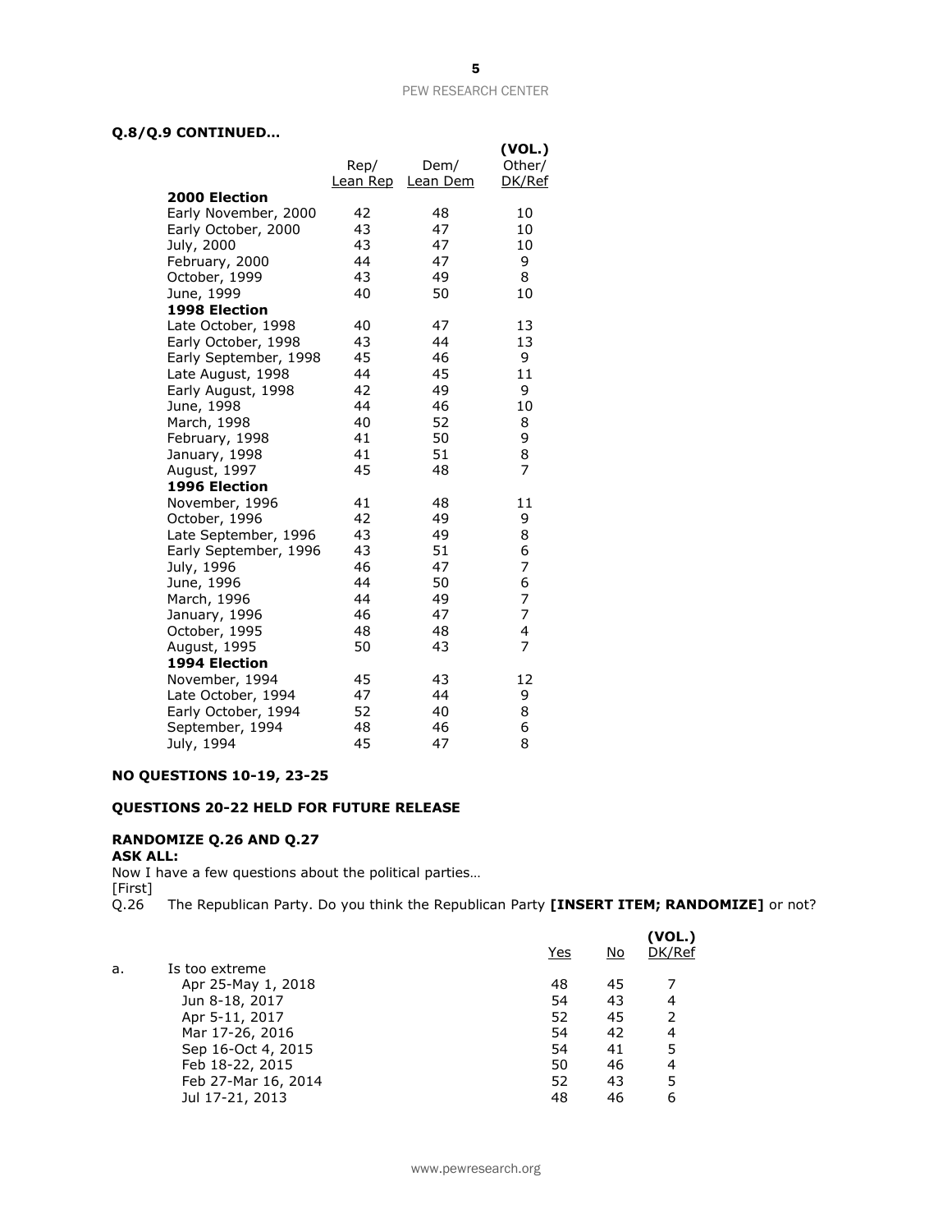**Q.8/Q.9 CONTINUED…**

| | Rep/ Lean Rep | Dem/ Lean Dem | (VOL.) Other/ DK/Ref |
|---|---|---|---|
| **2000 Election** | | | |
| Early November, 2000 | 42 | 48 | 10 |
| Early October, 2000 | 43 | 47 | 10 |
| July, 2000 | 43 | 47 | 10 |
| February, 2000 | 44 | 47 | 9 |
| October, 1999 | 43 | 49 | 8 |
| June, 1999 | 40 | 50 | 10 |
| **1998 Election** | | | |
| Late October, 1998 | 40 | 47 | 13 |
| Early October, 1998 | 43 | 44 | 13 |
| Early September, 1998 | 45 | 46 | 9 |
| Late August, 1998 | 44 | 45 | 11 |
| Early August, 1998 | 42 | 49 | 9 |
| June, 1998 | 44 | 46 | 10 |
| March, 1998 | 40 | 52 | 8 |
| February, 1998 | 41 | 50 | 9 |
| January, 1998 | 41 | 51 | 8 |
| August, 1997 | 45 | 48 | 7 |
| **1996 Election** | | | |
| November, 1996 | 41 | 48 | 11 |
| October, 1996 | 42 | 49 | 9 |
| Late September, 1996 | 43 | 49 | 8 |
| Early September, 1996 | 43 | 51 | 6 |
| July, 1996 | 46 | 47 | 7 |
| June, 1996 | 44 | 50 | 6 |
| March, 1996 | 44 | 49 | 7 |
| January, 1996 | 46 | 47 | 7 |
| October, 1995 | 48 | 48 | 4 |
| August, 1995 | 50 | 43 | 7 |
| **1994 Election** | | | |
| November, 1994 | 45 | 43 | 12 |
| Late October, 1994 | 47 | 44 | 9 |
| Early October, 1994 | 52 | 40 | 8 |
| September, 1994 | 48 | 46 | 6 |
| July, 1994 | 45 | 47 | 8 |

**NO QUESTIONS 10-19, 23-25**

**QUESTIONS 20-22 HELD FOR FUTURE RELEASE**

**RANDOMIZE Q.26 AND Q.27**
**ASK ALL:**
Now I have a few questions about the political parties…
[First]
Q.26 The Republican Party. Do you think the Republican Party **[INSERT ITEM; RANDOMIZE]** or not?

| | | Yes | No | (VOL.) DK/Ref |
|---|---|---|---|---|
| a. | Is too extreme | | | |
| | Apr 25-May 1, 2018 | 48 | 45 | 7 |
| | Jun 8-18, 2017 | 54 | 43 | 4 |
| | Apr 5-11, 2017 | 52 | 45 | 2 |
| | Mar 17-26, 2016 | 54 | 42 | 4 |
| | Sep 16-Oct 4, 2015 | 54 | 41 | 5 |
| | Feb 18-22, 2015 | 50 | 46 | 4 |
| | Feb 27-Mar 16, 2014 | 52 | 43 | 5 |
| | Jul 17-21, 2013 | 48 | 46 | 6 |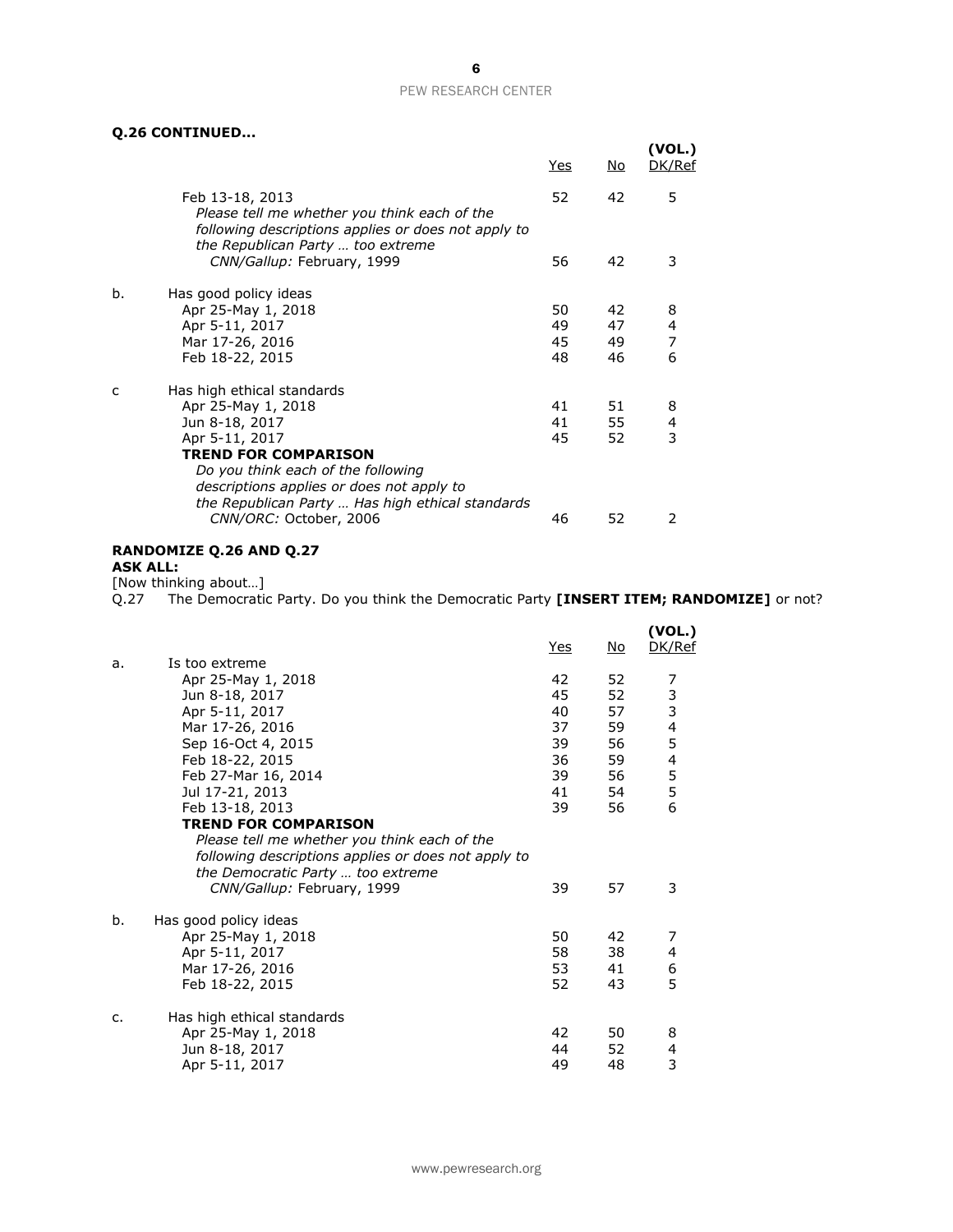**Q.26 CONTINUED…**

| | | Yes | No | (VOL.) DK/Ref |
|---|---|---|---|---|
| | Feb 13-18, 2013 | 52 | 42 | 5 |
| | *Please tell me whether you think each of the following descriptions applies or does not apply to the Republican Party … too extreme* | | | |
| | *CNN/Gallup:* February, 1999 | 56 | 42 | 3 |
| b. | Has good policy ideas | | | |
| | Apr 25-May 1, 2018 | 50 | 42 | 8 |
| | Apr 5-11, 2017 | 49 | 47 | 4 |
| | Mar 17-26, 2016 | 45 | 49 | 7 |
| | Feb 18-22, 2015 | 48 | 46 | 6 |
| c | Has high ethical standards | | | |
| | Apr 25-May 1, 2018 | 41 | 51 | 8 |
| | Jun 8-18, 2017 | 41 | 55 | 4 |
| | Apr 5-11, 2017 | 45 | 52 | 3 |
| | **TREND FOR COMPARISON** | | | |
| | *Do you think each of the following descriptions applies or does not apply to the Republican Party … Has high ethical standards* | | | |
| | *CNN/ORC:* October, 2006 | 46 | 52 | 2 |

**RANDOMIZE Q.26 AND Q.27**
**ASK ALL:**
[Now thinking about…]
Q.27 The Democratic Party. Do you think the Democratic Party **[INSERT ITEM; RANDOMIZE]** or not?

| | | Yes | No | (VOL.) DK/Ref |
|---|---|---|---|---|
| a. | Is too extreme | | | |
| | Apr 25-May 1, 2018 | 42 | 52 | 7 |
| | Jun 8-18, 2017 | 45 | 52 | 3 |
| | Apr 5-11, 2017 | 40 | 57 | 3 |
| | Mar 17-26, 2016 | 37 | 59 | 4 |
| | Sep 16-Oct 4, 2015 | 39 | 56 | 5 |
| | Feb 18-22, 2015 | 36 | 59 | 4 |
| | Feb 27-Mar 16, 2014 | 39 | 56 | 5 |
| | Jul 17-21, 2013 | 41 | 54 | 5 |
| | Feb 13-18, 2013 | 39 | 56 | 6 |
| | **TREND FOR COMPARISON** | | | |
| | *Please tell me whether you think each of the following descriptions applies or does not apply to the Democratic Party … too extreme* | | | |
| | *CNN/Gallup:* February, 1999 | 39 | 57 | 3 |
| b. | Has good policy ideas | | | |
| | Apr 25-May 1, 2018 | 50 | 42 | 7 |
| | Apr 5-11, 2017 | 58 | 38 | 4 |
| | Mar 17-26, 2016 | 53 | 41 | 6 |
| | Feb 18-22, 2015 | 52 | 43 | 5 |
| c. | Has high ethical standards | | | |
| | Apr 25-May 1, 2018 | 42 | 50 | 8 |
| | Jun 8-18, 2017 | 44 | 52 | 4 |
| | Apr 5-11, 2017 | 49 | 48 | 3 |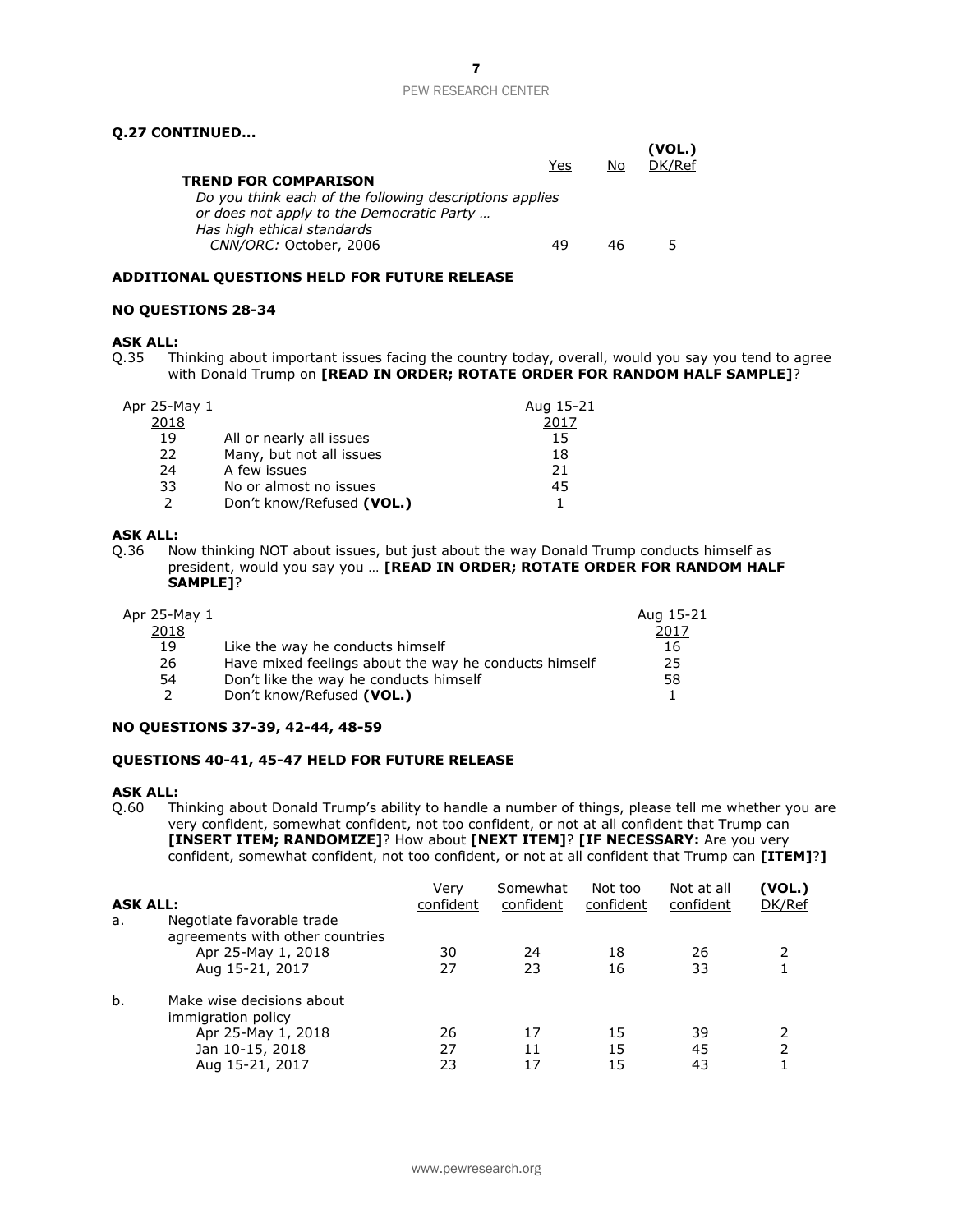**Q.27 CONTINUED…**

| | Yes | No | (VOL.) DK/Ref |
|---|---|---|---|
| **TREND FOR COMPARISON** | | | |
| *Do you think each of the following descriptions applies or does not apply to the Democratic Party …* | | | |
| *Has high ethical standards* | | | |
| *CNN/ORC: October, 2006* | 49 | 46 | 5 |

**ADDITIONAL QUESTIONS HELD FOR FUTURE RELEASE**

**NO QUESTIONS 28-34**

**ASK ALL:**
Q.35 Thinking about important issues facing the country today, overall, would you say you tend to agree with Donald Trump on **[READ IN ORDER; ROTATE ORDER FOR RANDOM HALF SAMPLE]**?

| Apr 25-May 1 2018 | | Aug 15-21 2017 |
|---|---|---|
| 19 | All or nearly all issues | 15 |
| 22 | Many, but not all issues | 18 |
| 24 | A few issues | 21 |
| 33 | No or almost no issues | 45 |
| 2 | Don't know/Refused **(VOL.)** | 1 |

**ASK ALL:**
Q.36 Now thinking NOT about issues, but just about the way Donald Trump conducts himself as president, would you say you … **[READ IN ORDER; ROTATE ORDER FOR RANDOM HALF SAMPLE]**?

| Apr 25-May 1 2018 | | Aug 15-21 2017 |
|---|---|---|
| 19 | Like the way he conducts himself | 16 |
| 26 | Have mixed feelings about the way he conducts himself | 25 |
| 54 | Don't like the way he conducts himself | 58 |
| 2 | Don't know/Refused **(VOL.)** | 1 |

**NO QUESTIONS 37-39, 42-44, 48-59**

**QUESTIONS 40-41, 45-47 HELD FOR FUTURE RELEASE**

**ASK ALL:**
Q.60 Thinking about Donald Trump's ability to handle a number of things, please tell me whether you are very confident, somewhat confident, not too confident, or not at all confident that Trump can **[INSERT ITEM; RANDOMIZE]**? How about **[NEXT ITEM]**? **[IF NECESSARY:** Are you very confident, somewhat confident, not too confident, or not at all confident that Trump can **[ITEM]**?**]**

| **ASK ALL:** | Very confident | Somewhat confident | Not too confident | Not at all confident | (VOL.) DK/Ref |
|---|---|---|---|---|---|
| a. Negotiate favorable trade agreements with other countries | | | | | |
| Apr 25-May 1, 2018 | 30 | 24 | 18 | 26 | 2 |
| Aug 15-21, 2017 | 27 | 23 | 16 | 33 | 1 |
| b. Make wise decisions about immigration policy | | | | | |
| Apr 25-May 1, 2018 | 26 | 17 | 15 | 39 | 2 |
| Jan 10-15, 2018 | 27 | 11 | 15 | 45 | 2 |
| Aug 15-21, 2017 | 23 | 17 | 15 | 43 | 1 |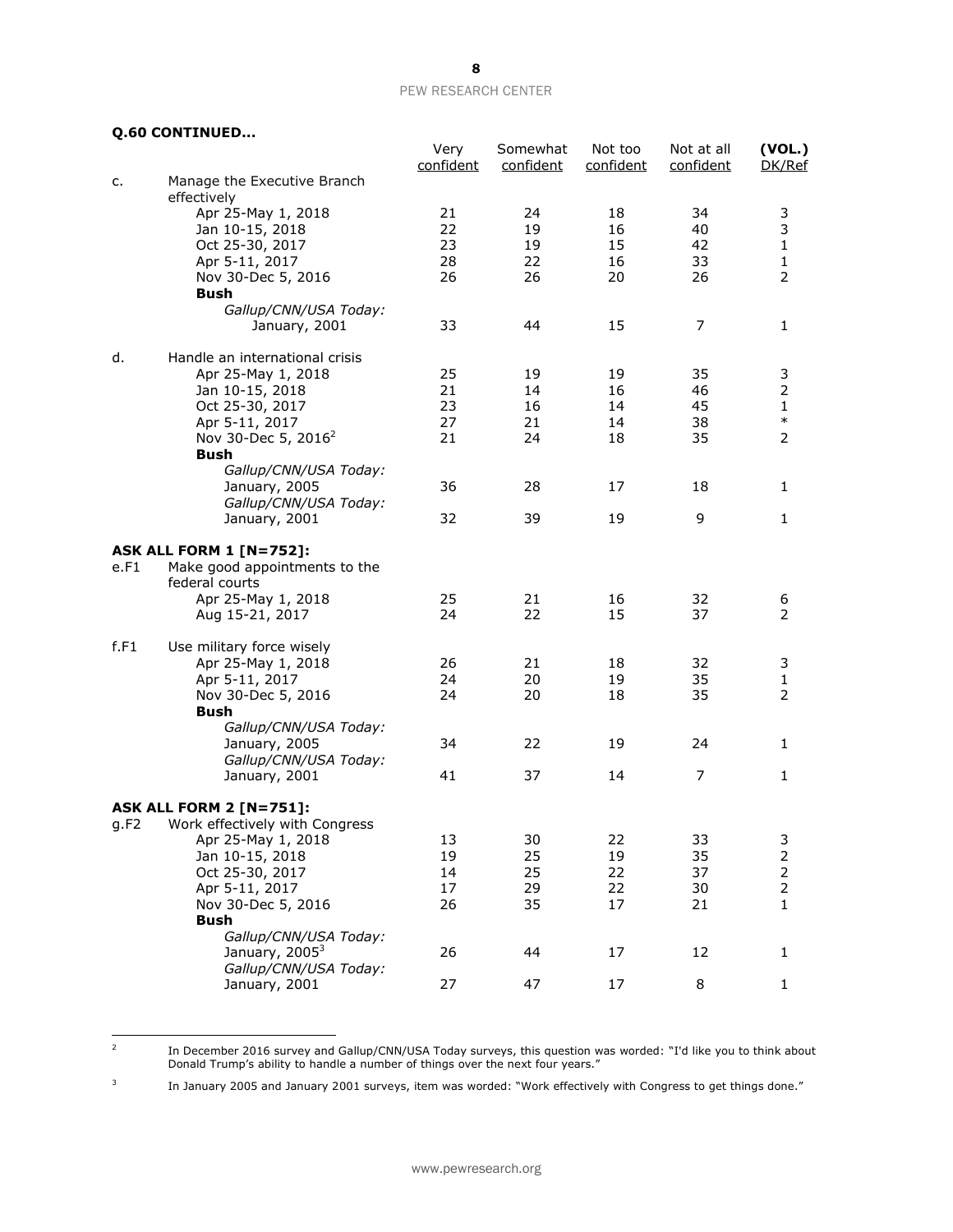**Q.60 CONTINUED…**

| | | Very confident | Somewhat confident | Not too confident | Not at all confident | (VOL.) DK/Ref |
|---|---|---|---|---|---|---|
| c. | Manage the Executive Branch effectively | | | | | |
| | Apr 25-May 1, 2018 | 21 | 24 | 18 | 34 | 3 |
| | Jan 10-15, 2018 | 22 | 19 | 16 | 40 | 3 |
| | Oct 25-30, 2017 | 23 | 19 | 15 | 42 | 1 |
| | Apr 5-11, 2017 | 28 | 22 | 16 | 33 | 1 |
| | Nov 30-Dec 5, 2016 | 26 | 26 | 20 | 26 | 2 |
| | **Bush** | | | | | |
| | *Gallup/CNN/USA Today:* January, 2001 | 33 | 44 | 15 | 7 | 1 |
| d. | Handle an international crisis | | | | | |
| | Apr 25-May 1, 2018 | 25 | 19 | 19 | 35 | 3 |
| | Jan 10-15, 2018 | 21 | 14 | 16 | 46 | 2 |
| | Oct 25-30, 2017 | 23 | 16 | 14 | 45 | 1 |
| | Apr 5-11, 2017 | 27 | 21 | 14 | 38 | * |
| | Nov 30-Dec 5, 2016[2] | 21 | 24 | 18 | 35 | 2 |
| | **Bush** | | | | | |
| | *Gallup/CNN/USA Today:* January, 2005 | 36 | 28 | 17 | 18 | 1 |
| | *Gallup/CNN/USA Today:* January, 2001 | 32 | 39 | 19 | 9 | 1 |
| | **ASK ALL FORM 1 [N=752]:** | | | | | |
| e.F1 | Make good appointments to the federal courts | | | | | |
| | Apr 25-May 1, 2018 | 25 | 21 | 16 | 32 | 6 |
| | Aug 15-21, 2017 | 24 | 22 | 15 | 37 | 2 |
| f.F1 | Use military force wisely | | | | | |
| | Apr 25-May 1, 2018 | 26 | 21 | 18 | 32 | 3 |
| | Apr 5-11, 2017 | 24 | 20 | 19 | 35 | 1 |
| | Nov 30-Dec 5, 2016 | 24 | 20 | 18 | 35 | 2 |
| | **Bush** | | | | | |
| | *Gallup/CNN/USA Today:* January, 2005 | 34 | 22 | 19 | 24 | 1 |
| | *Gallup/CNN/USA Today:* January, 2001 | 41 | 37 | 14 | 7 | 1 |
| | **ASK ALL FORM 2 [N=751]:** | | | | | |
| g.F2 | Work effectively with Congress | | | | | |
| | Apr 25-May 1, 2018 | 13 | 30 | 22 | 33 | 3 |
| | Jan 10-15, 2018 | 19 | 25 | 19 | 35 | 2 |
| | Oct 25-30, 2017 | 14 | 25 | 22 | 37 | 2 |
| | Apr 5-11, 2017 | 17 | 29 | 22 | 30 | 2 |
| | Nov 30-Dec 5, 2016 | 26 | 35 | 17 | 21 | 1 |
| | **Bush** | | | | | |
| | *Gallup/CNN/USA Today:* January, 2005[3] | 26 | 44 | 17 | 12 | 1 |
| | *Gallup/CNN/USA Today:* January, 2001 | 27 | 47 | 17 | 8 | 1 |

[2] In December 2016 survey and Gallup/CNN/USA Today surveys, this question was worded: "I'd like you to think about Donald Trump's ability to handle a number of things over the next four years."

[3] In January 2005 and January 2001 surveys, item was worded: "Work effectively with Congress to get things done."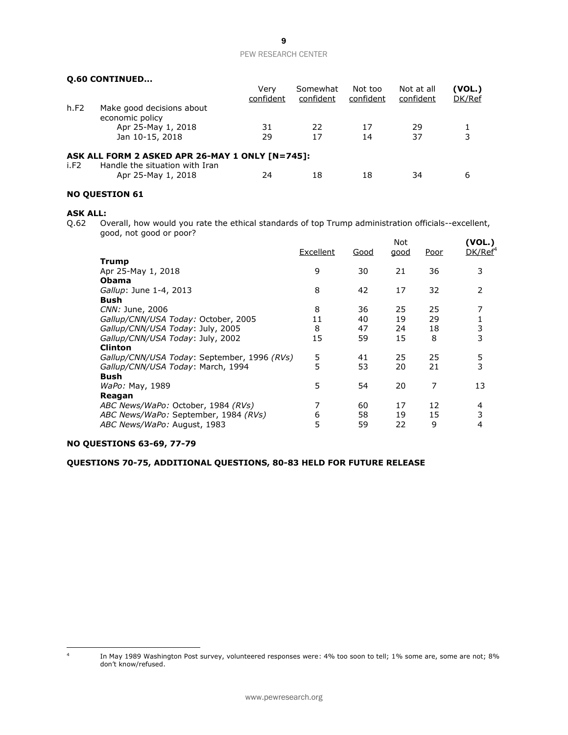**Q.60 CONTINUED…**

| | | Very confident | Somewhat confident | Not too confident | Not at all confident | (VOL.) DK/Ref |
|---|---|---|---|---|---|---|
| h.F2 | Make good decisions about economic policy | | | | | |
| | Apr 25-May 1, 2018 | 31 | 22 | 17 | 29 | 1 |
| | Jan 10-15, 2018 | 29 | 17 | 14 | 37 | 3 |

**ASK ALL FORM 2 ASKED APR 26-MAY 1 ONLY [N=745]:**

| | | Very confident | Somewhat confident | Not too confident | Not at all confident | (VOL.) DK/Ref |
|---|---|---|---|---|---|---|
| i.F2 | Handle the situation with Iran | | | | | |
| | Apr 25-May 1, 2018 | 24 | 18 | 18 | 34 | 6 |

**NO QUESTION 61**

**ASK ALL:**

Q.62 Overall, how would you rate the ethical standards of top Trump administration officials--excellent, good, not good or poor?

| | Excellent | Good | Not good | Poor | (VOL.) DK/Ref[4] |
|---|---|---|---|---|---|
| **Trump** | | | | | |
| Apr 25-May 1, 2018 | 9 | 30 | 21 | 36 | 3 |
| **Obama** | | | | | |
| *Gallup*: June 1-4, 2013 | 8 | 42 | 17 | 32 | 2 |
| **Bush** | | | | | |
| *CNN:* June, 2006 | 8 | 36 | 25 | 25 | 7 |
| *Gallup/CNN/USA Today:* October, 2005 | 11 | 40 | 19 | 29 | 1 |
| *Gallup/CNN/USA Today*: July, 2005 | 8 | 47 | 24 | 18 | 3 |
| *Gallup/CNN/USA Today*: July, 2002 | 15 | 59 | 15 | 8 | 3 |
| **Clinton** | | | | | |
| *Gallup/CNN/USA Today*: September, 1996 *(RVs)* | 5 | 41 | 25 | 25 | 5 |
| *Gallup/CNN/USA Today*: March, 1994 | 5 | 53 | 20 | 21 | 3 |
| **Bush** | | | | | |
| *WaPo:* May, 1989 | 5 | 54 | 20 | 7 | 13 |
| **Reagan** | | | | | |
| *ABC News/WaPo:* October, 1984 *(RVs)* | 7 | 60 | 17 | 12 | 4 |
| *ABC News/WaPo:* September, 1984 *(RVs)* | 6 | 58 | 19 | 15 | 3 |
| *ABC News/WaPo:* August, 1983 | 5 | 59 | 22 | 9 | 4 |

**NO QUESTIONS 63-69, 77-79**

**QUESTIONS 70-75, ADDITIONAL QUESTIONS, 80-83 HELD FOR FUTURE RELEASE**

[4] In May 1989 Washington Post survey, volunteered responses were: 4% too soon to tell; 1% some are, some are not; 8% don't know/refused.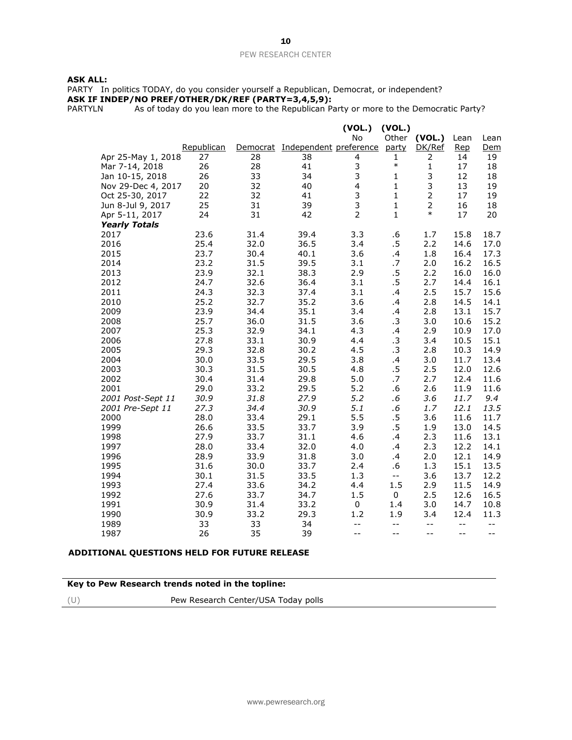**ASK ALL:**

PARTY In politics TODAY, do you consider yourself a Republican, Democrat, or independent?

**ASK IF INDEP/NO PREF/OTHER/DK/REF (PARTY=3,4,5,9):**

PARTYLN As of today do you lean more to the Republican Party or more to the Democratic Party?

| | Republican | Democrat | Independent | (VOL.) No preference | (VOL.) Other party | (VOL.) DK/Ref | Lean Rep | Lean Dem |
|---|---|---|---|---|---|---|---|---|
| Apr 25-May 1, 2018 | 27 | 28 | 38 | 4 | 1 | 2 | 14 | 19 |
| Mar 7-14, 2018 | 26 | 28 | 41 | 3 | * | 1 | 17 | 18 |
| Jan 10-15, 2018 | 26 | 33 | 34 | 3 | 1 | 3 | 12 | 18 |
| Nov 29-Dec 4, 2017 | 20 | 32 | 40 | 4 | 1 | 3 | 13 | 19 |
| Oct 25-30, 2017 | 22 | 32 | 41 | 3 | 1 | 2 | 17 | 19 |
| Jun 8-Jul 9, 2017 | 25 | 31 | 39 | 3 | 1 | 2 | 16 | 18 |
| Apr 5-11, 2017 | 24 | 31 | 42 | 2 | 1 | * | 17 | 20 |
| ***Yearly Totals*** | | | | | | | | |
| 2017 | 23.6 | 31.4 | 39.4 | 3.3 | .6 | 1.7 | 15.8 | 18.7 |
| 2016 | 25.4 | 32.0 | 36.5 | 3.4 | .5 | 2.2 | 14.6 | 17.0 |
| 2015 | 23.7 | 30.4 | 40.1 | 3.6 | .4 | 1.8 | 16.4 | 17.3 |
| 2014 | 23.2 | 31.5 | 39.5 | 3.1 | .7 | 2.0 | 16.2 | 16.5 |
| 2013 | 23.9 | 32.1 | 38.3 | 2.9 | .5 | 2.2 | 16.0 | 16.0 |
| 2012 | 24.7 | 32.6 | 36.4 | 3.1 | .5 | 2.7 | 14.4 | 16.1 |
| 2011 | 24.3 | 32.3 | 37.4 | 3.1 | .4 | 2.5 | 15.7 | 15.6 |
| 2010 | 25.2 | 32.7 | 35.2 | 3.6 | .4 | 2.8 | 14.5 | 14.1 |
| 2009 | 23.9 | 34.4 | 35.1 | 3.4 | .4 | 2.8 | 13.1 | 15.7 |
| 2008 | 25.7 | 36.0 | 31.5 | 3.6 | .3 | 3.0 | 10.6 | 15.2 |
| 2007 | 25.3 | 32.9 | 34.1 | 4.3 | .4 | 2.9 | 10.9 | 17.0 |
| 2006 | 27.8 | 33.1 | 30.9 | 4.4 | .3 | 3.4 | 10.5 | 15.1 |
| 2005 | 29.3 | 32.8 | 30.2 | 4.5 | .3 | 2.8 | 10.3 | 14.9 |
| 2004 | 30.0 | 33.5 | 29.5 | 3.8 | .4 | 3.0 | 11.7 | 13.4 |
| 2003 | 30.3 | 31.5 | 30.5 | 4.8 | .5 | 2.5 | 12.0 | 12.6 |
| 2002 | 30.4 | 31.4 | 29.8 | 5.0 | .7 | 2.7 | 12.4 | 11.6 |
| 2001 | 29.0 | 33.2 | 29.5 | 5.2 | .6 | 2.6 | 11.9 | 11.6 |
| *2001 Post-Sept 11* | *30.9* | *31.8* | *27.9* | *5.2* | *.6* | *3.6* | *11.7* | *9.4* |
| *2001 Pre-Sept 11* | *27.3* | *34.4* | *30.9* | *5.1* | *.6* | *1.7* | *12.1* | *13.5* |
| 2000 | 28.0 | 33.4 | 29.1 | 5.5 | .5 | 3.6 | 11.6 | 11.7 |
| 1999 | 26.6 | 33.5 | 33.7 | 3.9 | .5 | 1.9 | 13.0 | 14.5 |
| 1998 | 27.9 | 33.7 | 31.1 | 4.6 | .4 | 2.3 | 11.6 | 13.1 |
| 1997 | 28.0 | 33.4 | 32.0 | 4.0 | .4 | 2.3 | 12.2 | 14.1 |
| 1996 | 28.9 | 33.9 | 31.8 | 3.0 | .4 | 2.0 | 12.1 | 14.9 |
| 1995 | 31.6 | 30.0 | 33.7 | 2.4 | .6 | 1.3 | 15.1 | 13.5 |
| 1994 | 30.1 | 31.5 | 33.5 | 1.3 | -- | 3.6 | 13.7 | 12.2 |
| 1993 | 27.4 | 33.6 | 34.2 | 4.4 | 1.5 | 2.9 | 11.5 | 14.9 |
| 1992 | 27.6 | 33.7 | 34.7 | 1.5 | 0 | 2.5 | 12.6 | 16.5 |
| 1991 | 30.9 | 31.4 | 33.2 | 0 | 1.4 | 3.0 | 14.7 | 10.8 |
| 1990 | 30.9 | 33.2 | 29.3 | 1.2 | 1.9 | 3.4 | 12.4 | 11.3 |
| 1989 | 33 | 33 | 34 | -- | -- | -- | -- | -- |
| 1987 | 26 | 35 | 39 | -- | -- | -- | -- | -- |

**ADDITIONAL QUESTIONS HELD FOR FUTURE RELEASE**

**Key to Pew Research trends noted in the topline:**

(U) Pew Research Center/USA Today polls